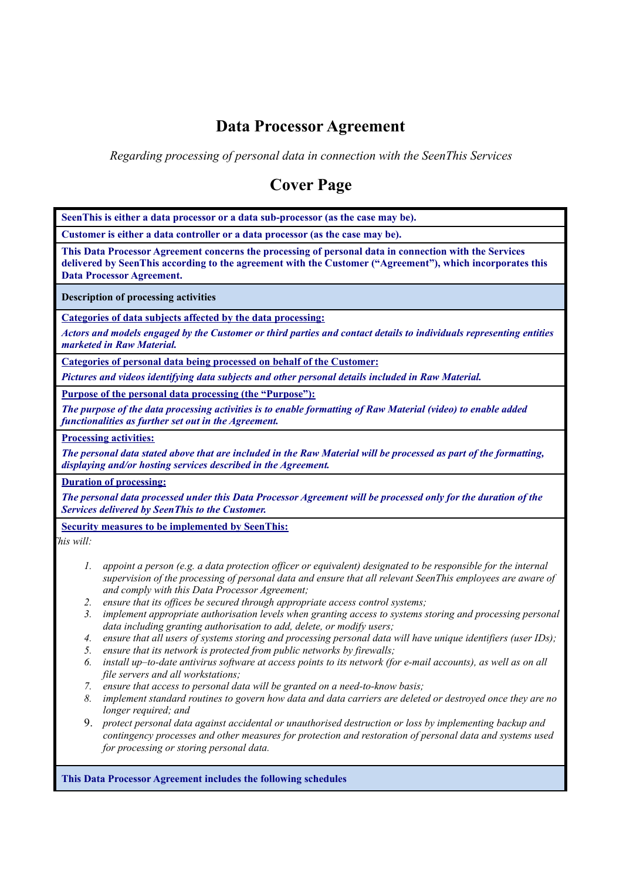# Data Processor Agreement

*Regarding processing of personal data in connection with the SeenThis Services*

## Cover Page

**SeenThis is either a data processor or a data sub-processor (as the case may be).**

**Customer is either a data controller or a data processor (as the case may be).**

**This Data Processor Agreement concerns the processing of personal data in connection with the Services delivered by SeenThis according to the agreement with the Customer ("Agreement"), which incorporates this Data Processor Agreement.**

**Description of processing activities**

**Categories of data subjects affected by the data processing:**

***Actors and models engaged by the Customer or third parties and contact details to individuals representing entities marketed in Raw Material.***

**Categories of personal data being processed on behalf of the Customer:**

***Pictures and videos identifying data subjects and other personal details included in Raw Material.***

**Purpose of the personal data processing (the "Purpose"):**

***The purpose of the data processing activities is to enable formatting of Raw Material (video) to enable added functionalities as further set out in the Agreement.***

**Processing activities:**

***The personal data stated above that are included in the Raw Material will be processed as part of the formatting, displaying and/or hosting services described in the Agreement.***

**Duration of processing:**

***The personal data processed under this Data Processor Agreement will be processed only for the duration of the Services delivered by SeenThis to the Customer.***

**Security measures to be implemented by SeenThis:**

*his will:*

1. *appoint a person (e.g. a data protection officer or equivalent) designated to be responsible for the internal supervision of the processing of personal data and ensure that all relevant SeenThis employees are aware of and comply with this Data Processor Agreement;*
2. *ensure that its offices be secured through appropriate access control systems;*
3. *implement appropriate authorisation levels when granting access to systems storing and processing personal data including granting authorisation to add, delete, or modify users;*
4. *ensure that all users of systems storing and processing personal data will have unique identifiers (user IDs);*
5. *ensure that its network is protected from public networks by firewalls;*
6. *install up–to-date antivirus software at access points to its network (for e-mail accounts), as well as on all file servers and all workstations;*
7. *ensure that access to personal data will be granted on a need-to-know basis;*
8. *implement standard routines to govern how data and data carriers are deleted or destroyed once they are no longer required; and*
9. *protect personal data against accidental or unauthorised destruction or loss by implementing backup and contingency processes and other measures for protection and restoration of personal data and systems used for processing or storing personal data.*

**This Data Processor Agreement includes the following schedules**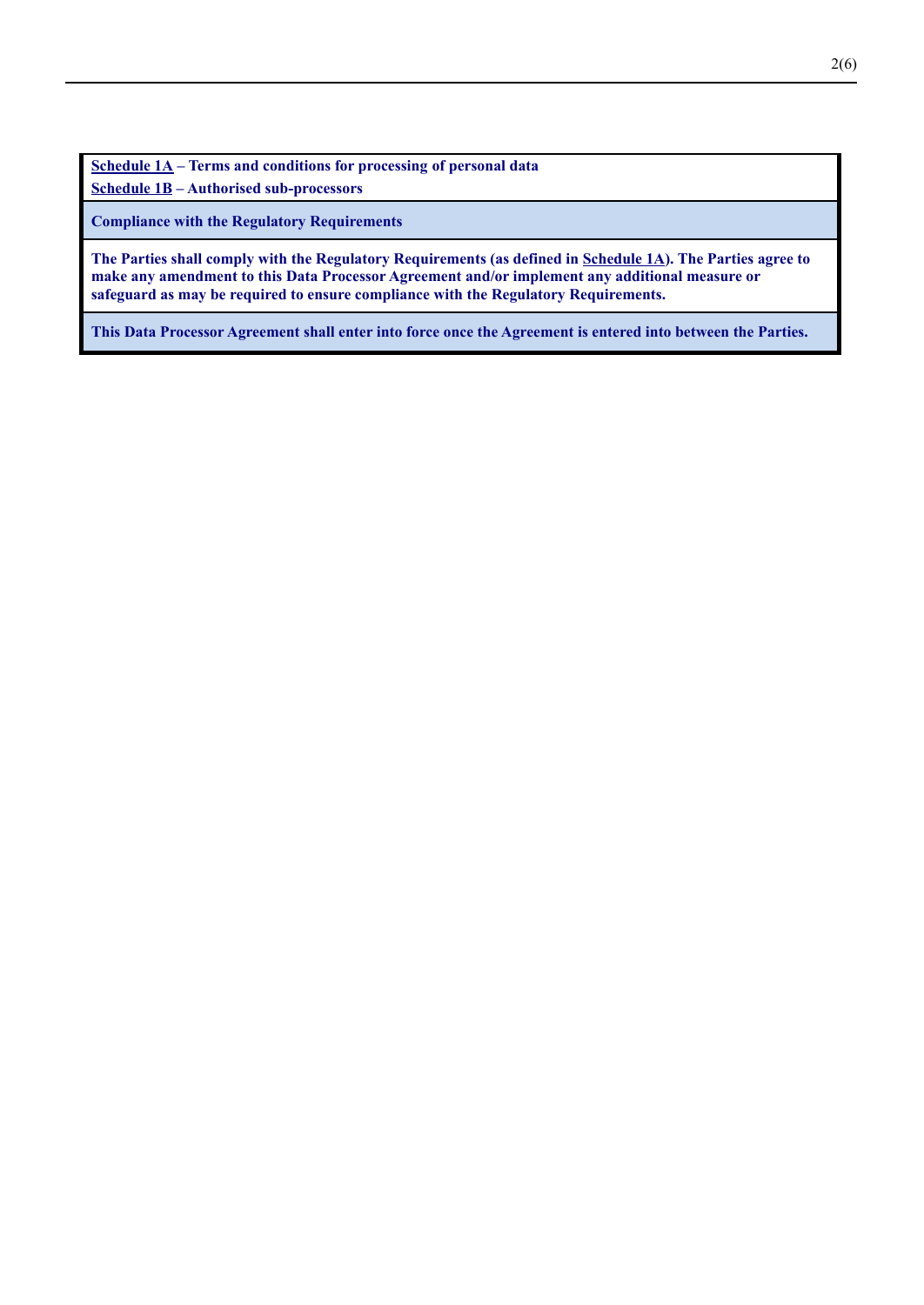**Schedule 1A – Terms and conditions for processing of personal data**

**Schedule 1B – Authorised sub-processors**

**Compliance with the Regulatory Requirements**

**The Parties shall comply with the Regulatory Requirements (as defined in Schedule 1A). The Parties agree to make any amendment to this Data Processor Agreement and/or implement any additional measure or safeguard as may be required to ensure compliance with the Regulatory Requirements.**

**This Data Processor Agreement shall enter into force once the Agreement is entered into between the Parties.**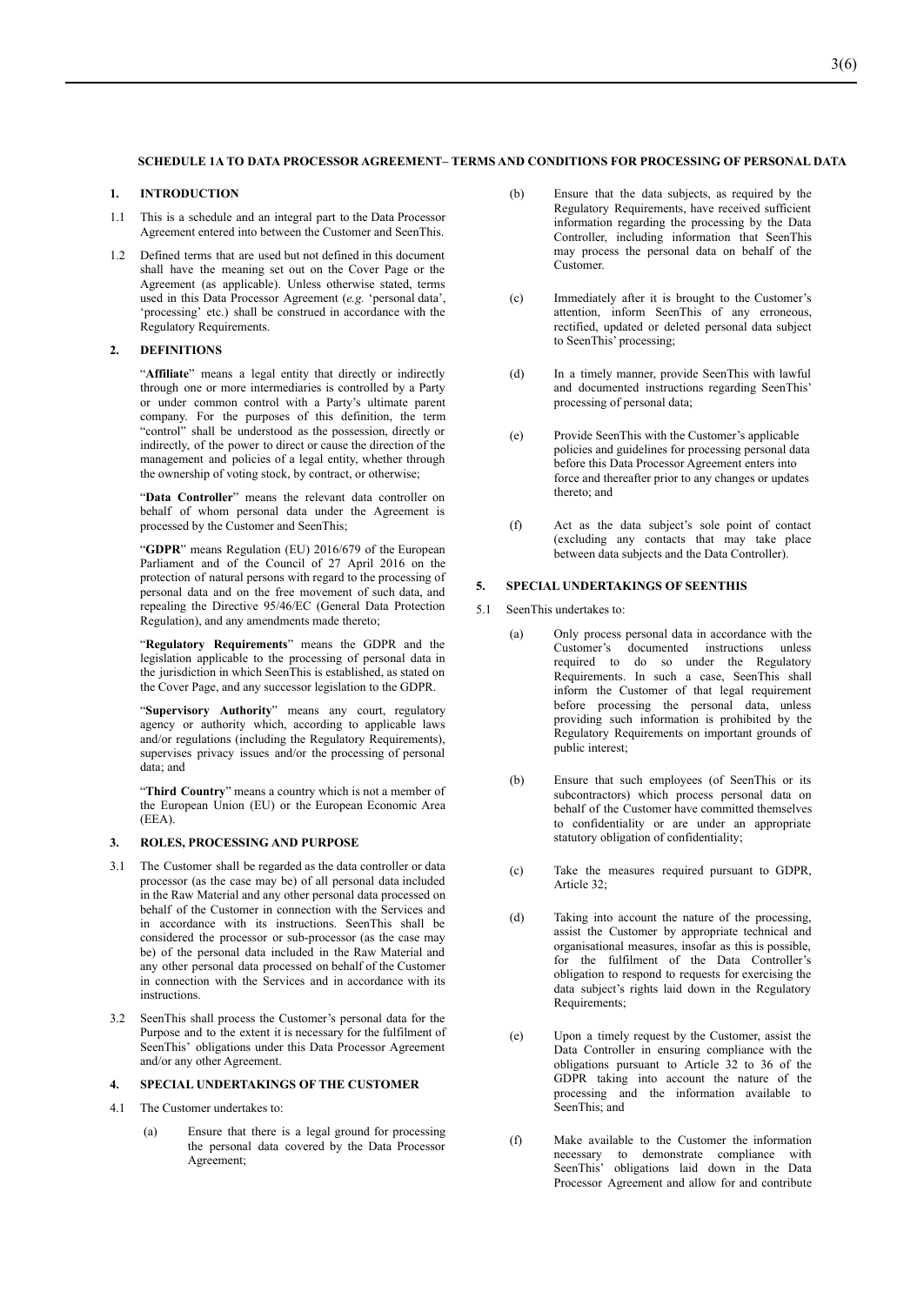**SCHEDULE 1A TO DATA PROCESSOR AGREEMENT– TERMS AND CONDITIONS FOR PROCESSING OF PERSONAL DATA**

## 1. INTRODUCTION

1.1 This is a schedule and an integral part to the Data Processor Agreement entered into between the Customer and SeenThis.

1.2 Defined terms that are used but not defined in this document shall have the meaning set out on the Cover Page or the Agreement (as applicable). Unless otherwise stated, terms used in this Data Processor Agreement (*e.g.* 'personal data', 'processing' etc.) shall be construed in accordance with the Regulatory Requirements.

## 2. DEFINITIONS

"**Affiliate**" means a legal entity that directly or indirectly through one or more intermediaries is controlled by a Party or under common control with a Party's ultimate parent company. For the purposes of this definition, the term "control" shall be understood as the possession, directly or indirectly, of the power to direct or cause the direction of the management and policies of a legal entity, whether through the ownership of voting stock, by contract, or otherwise;

"**Data Controller**" means the relevant data controller on behalf of whom personal data under the Agreement is processed by the Customer and SeenThis;

"**GDPR**" means Regulation (EU) 2016/679 of the European Parliament and of the Council of 27 April 2016 on the protection of natural persons with regard to the processing of personal data and on the free movement of such data, and repealing the Directive 95/46/EC (General Data Protection Regulation), and any amendments made thereto;

"**Regulatory Requirements**" means the GDPR and the legislation applicable to the processing of personal data in the jurisdiction in which SeenThis is established, as stated on the Cover Page, and any successor legislation to the GDPR.

"**Supervisory Authority**" means any court, regulatory agency or authority which, according to applicable laws and/or regulations (including the Regulatory Requirements), supervises privacy issues and/or the processing of personal data; and

"**Third Country**" means a country which is not a member of the European Union (EU) or the European Economic Area (EEA).

## 3. ROLES, PROCESSING AND PURPOSE

3.1 The Customer shall be regarded as the data controller or data processor (as the case may be) of all personal data included in the Raw Material and any other personal data processed on behalf of the Customer in connection with the Services and in accordance with its instructions. SeenThis shall be considered the processor or sub-processor (as the case may be) of the personal data included in the Raw Material and any other personal data processed on behalf of the Customer in connection with the Services and in accordance with its instructions.

3.2 SeenThis shall process the Customer's personal data for the Purpose and to the extent it is necessary for the fulfilment of SeenThis' obligations under this Data Processor Agreement and/or any other Agreement.

## 4. SPECIAL UNDERTAKINGS OF THE CUSTOMER

4.1 The Customer undertakes to:

(a) Ensure that there is a legal ground for processing the personal data covered by the Data Processor Agreement;

(b) Ensure that the data subjects, as required by the Regulatory Requirements, have received sufficient information regarding the processing by the Data Controller, including information that SeenThis may process the personal data on behalf of the Customer.

(c) Immediately after it is brought to the Customer's attention, inform SeenThis of any erroneous, rectified, updated or deleted personal data subject to SeenThis' processing;

(d) In a timely manner, provide SeenThis with lawful and documented instructions regarding SeenThis' processing of personal data;

(e) Provide SeenThis with the Customer's applicable policies and guidelines for processing personal data before this Data Processor Agreement enters into force and thereafter prior to any changes or updates thereto; and

(f) Act as the data subject's sole point of contact (excluding any contacts that may take place between data subjects and the Data Controller).

## 5. SPECIAL UNDERTAKINGS OF SEENTHIS

5.1 SeenThis undertakes to:

(a) Only process personal data in accordance with the Customer's documented instructions unless required to do so under the Regulatory Requirements. In such a case, SeenThis shall inform the Customer of that legal requirement before processing the personal data, unless providing such information is prohibited by the Regulatory Requirements on important grounds of public interest;

(b) Ensure that such employees (of SeenThis or its subcontractors) which process personal data on behalf of the Customer have committed themselves to confidentiality or are under an appropriate statutory obligation of confidentiality;

(c) Take the measures required pursuant to GDPR, Article 32;

(d) Taking into account the nature of the processing, assist the Customer by appropriate technical and organisational measures, insofar as this is possible, for the fulfilment of the Data Controller's obligation to respond to requests for exercising the data subject's rights laid down in the Regulatory Requirements;

(e) Upon a timely request by the Customer, assist the Data Controller in ensuring compliance with the obligations pursuant to Article 32 to 36 of the GDPR taking into account the nature of the processing and the information available to SeenThis; and

(f) Make available to the Customer the information necessary to demonstrate compliance with SeenThis' obligations laid down in the Data Processor Agreement and allow for and contribute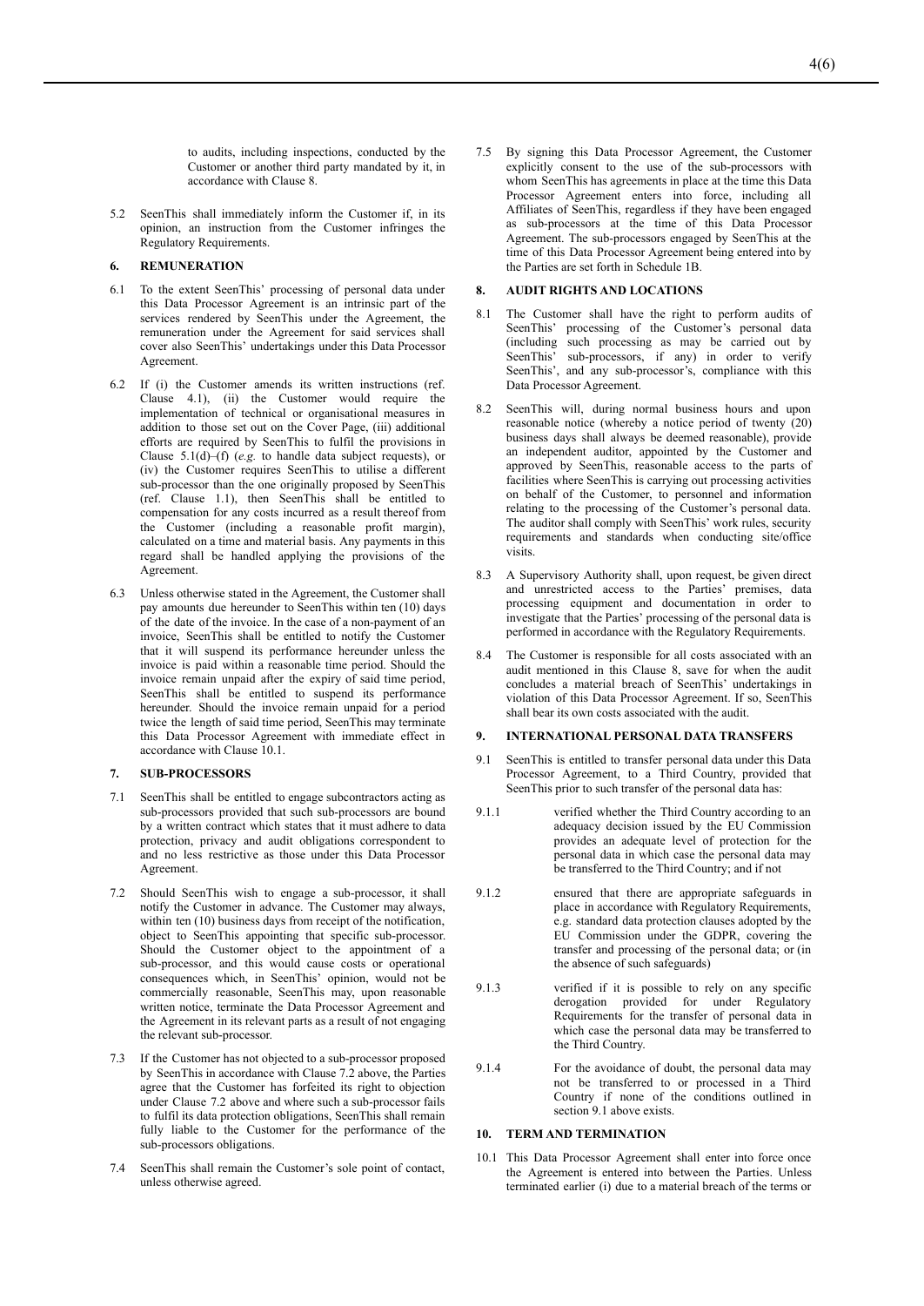to audits, including inspections, conducted by the Customer or another third party mandated by it, in accordance with Clause 8.

5.2 SeenThis shall immediately inform the Customer if, in its opinion, an instruction from the Customer infringes the Regulatory Requirements.

## 6. REMUNERATION

6.1 To the extent SeenThis' processing of personal data under this Data Processor Agreement is an intrinsic part of the services rendered by SeenThis under the Agreement, the remuneration under the Agreement for said services shall cover also SeenThis' undertakings under this Data Processor Agreement.

6.2 If (i) the Customer amends its written instructions (ref. Clause 4.1), (ii) the Customer would require the implementation of technical or organisational measures in addition to those set out on the Cover Page, (iii) additional efforts are required by SeenThis to fulfil the provisions in Clause 5.1(d)–(f) (*e.g.* to handle data subject requests), or (iv) the Customer requires SeenThis to utilise a different sub-processor than the one originally proposed by SeenThis (ref. Clause 1.1), then SeenThis shall be entitled to compensation for any costs incurred as a result thereof from the Customer (including a reasonable profit margin), calculated on a time and material basis. Any payments in this regard shall be handled applying the provisions of the Agreement.

6.3 Unless otherwise stated in the Agreement, the Customer shall pay amounts due hereunder to SeenThis within ten (10) days of the date of the invoice. In the case of a non-payment of an invoice, SeenThis shall be entitled to notify the Customer that it will suspend its performance hereunder unless the invoice is paid within a reasonable time period. Should the invoice remain unpaid after the expiry of said time period, SeenThis shall be entitled to suspend its performance hereunder. Should the invoice remain unpaid for a period twice the length of said time period, SeenThis may terminate this Data Processor Agreement with immediate effect in accordance with Clause 10.1.

## 7. SUB-PROCESSORS

7.1 SeenThis shall be entitled to engage subcontractors acting as sub-processors provided that such sub-processors are bound by a written contract which states that it must adhere to data protection, privacy and audit obligations correspondent to and no less restrictive as those under this Data Processor Agreement.

7.2 Should SeenThis wish to engage a sub-processor, it shall notify the Customer in advance. The Customer may always, within ten (10) business days from receipt of the notification, object to SeenThis appointing that specific sub-processor. Should the Customer object to the appointment of a sub-processor, and this would cause costs or operational consequences which, in SeenThis' opinion, would not be commercially reasonable, SeenThis may, upon reasonable written notice, terminate the Data Processor Agreement and the Agreement in its relevant parts as a result of not engaging the relevant sub-processor.

7.3 If the Customer has not objected to a sub-processor proposed by SeenThis in accordance with Clause 7.2 above, the Parties agree that the Customer has forfeited its right to objection under Clause 7.2 above and where such a sub-processor fails to fulfil its data protection obligations, SeenThis shall remain fully liable to the Customer for the performance of the sub-processors obligations.

7.4 SeenThis shall remain the Customer's sole point of contact, unless otherwise agreed.

7.5 By signing this Data Processor Agreement, the Customer explicitly consent to the use of the sub-processors with whom SeenThis has agreements in place at the time this Data Processor Agreement enters into force, including all Affiliates of SeenThis, regardless if they have been engaged as sub-processors at the time of this Data Processor Agreement. The sub-processors engaged by SeenThis at the time of this Data Processor Agreement being entered into by the Parties are set forth in Schedule 1B.

## 8. AUDIT RIGHTS AND LOCATIONS

8.1 The Customer shall have the right to perform audits of SeenThis' processing of the Customer's personal data (including such processing as may be carried out by SeenThis' sub-processors, if any) in order to verify SeenThis', and any sub-processor's, compliance with this Data Processor Agreement.

8.2 SeenThis will, during normal business hours and upon reasonable notice (whereby a notice period of twenty (20) business days shall always be deemed reasonable), provide an independent auditor, appointed by the Customer and approved by SeenThis, reasonable access to the parts of facilities where SeenThis is carrying out processing activities on behalf of the Customer, to personnel and information relating to the processing of the Customer's personal data. The auditor shall comply with SeenThis' work rules, security requirements and standards when conducting site/office visits.

8.3 A Supervisory Authority shall, upon request, be given direct and unrestricted access to the Parties' premises, data processing equipment and documentation in order to investigate that the Parties' processing of the personal data is performed in accordance with the Regulatory Requirements.

8.4 The Customer is responsible for all costs associated with an audit mentioned in this Clause 8, save for when the audit concludes a material breach of SeenThis' undertakings in violation of this Data Processor Agreement. If so, SeenThis shall bear its own costs associated with the audit.

## 9. INTERNATIONAL PERSONAL DATA TRANSFERS

9.1 SeenThis is entitled to transfer personal data under this Data Processor Agreement, to a Third Country, provided that SeenThis prior to such transfer of the personal data has:

9.1.1 verified whether the Third Country according to an adequacy decision issued by the EU Commission provides an adequate level of protection for the personal data in which case the personal data may be transferred to the Third Country; and if not

9.1.2 ensured that there are appropriate safeguards in place in accordance with Regulatory Requirements, e.g. standard data protection clauses adopted by the EU Commission under the GDPR, covering the transfer and processing of the personal data; or (in the absence of such safeguards)

9.1.3 verified if it is possible to rely on any specific derogation provided for under Regulatory Requirements for the transfer of personal data in which case the personal data may be transferred to the Third Country.

9.1.4 For the avoidance of doubt, the personal data may not be transferred to or processed in a Third Country if none of the conditions outlined in section 9.1 above exists.

## 10. TERM AND TERMINATION

10.1 This Data Processor Agreement shall enter into force once the Agreement is entered into between the Parties. Unless terminated earlier (i) due to a material breach of the terms or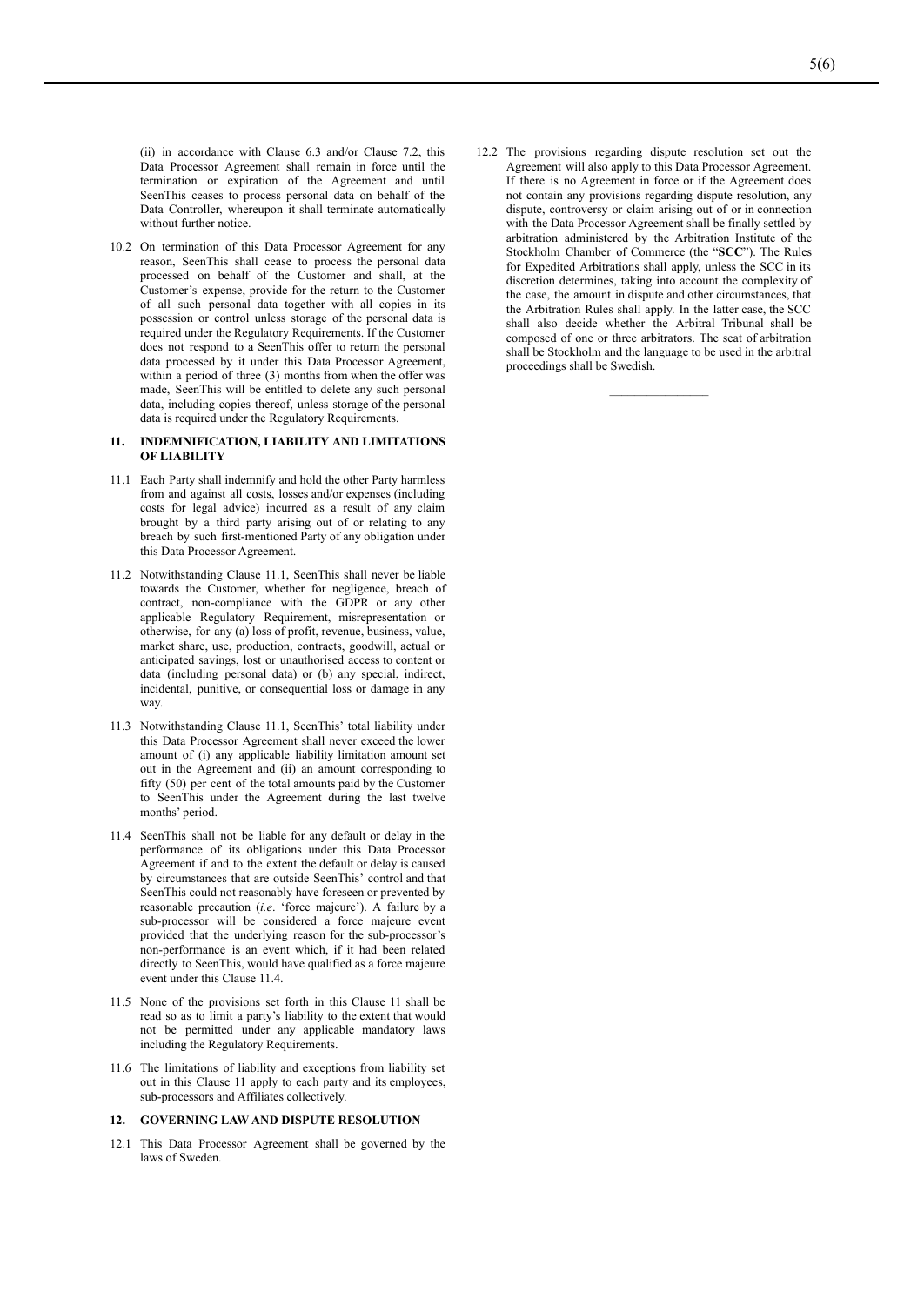(ii) in accordance with Clause 6.3 and/or Clause 7.2, this Data Processor Agreement shall remain in force until the termination or expiration of the Agreement and until SeenThis ceases to process personal data on behalf of the Data Controller, whereupon it shall terminate automatically without further notice.

10.2 On termination of this Data Processor Agreement for any reason, SeenThis shall cease to process the personal data processed on behalf of the Customer and shall, at the Customer's expense, provide for the return to the Customer of all such personal data together with all copies in its possession or control unless storage of the personal data is required under the Regulatory Requirements. If the Customer does not respond to a SeenThis offer to return the personal data processed by it under this Data Processor Agreement, within a period of three (3) months from when the offer was made, SeenThis will be entitled to delete any such personal data, including copies thereof, unless storage of the personal data is required under the Regulatory Requirements.

## 11. INDEMNIFICATION, LIABILITY AND LIMITATIONS OF LIABILITY

11.1 Each Party shall indemnify and hold the other Party harmless from and against all costs, losses and/or expenses (including costs for legal advice) incurred as a result of any claim brought by a third party arising out of or relating to any breach by such first-mentioned Party of any obligation under this Data Processor Agreement.

11.2 Notwithstanding Clause 11.1, SeenThis shall never be liable towards the Customer, whether for negligence, breach of contract, non-compliance with the GDPR or any other applicable Regulatory Requirement, misrepresentation or otherwise, for any (a) loss of profit, revenue, business, value, market share, use, production, contracts, goodwill, actual or anticipated savings, lost or unauthorised access to content or data (including personal data) or (b) any special, indirect, incidental, punitive, or consequential loss or damage in any way.

11.3 Notwithstanding Clause 11.1, SeenThis' total liability under this Data Processor Agreement shall never exceed the lower amount of (i) any applicable liability limitation amount set out in the Agreement and (ii) an amount corresponding to fifty (50) per cent of the total amounts paid by the Customer to SeenThis under the Agreement during the last twelve months' period.

11.4 SeenThis shall not be liable for any default or delay in the performance of its obligations under this Data Processor Agreement if and to the extent the default or delay is caused by circumstances that are outside SeenThis' control and that SeenThis could not reasonably have foreseen or prevented by reasonable precaution (*i.e*. 'force majeure'). A failure by a sub-processor will be considered a force majeure event provided that the underlying reason for the sub-processor's non-performance is an event which, if it had been related directly to SeenThis, would have qualified as a force majeure event under this Clause 11.4.

11.5 None of the provisions set forth in this Clause 11 shall be read so as to limit a party's liability to the extent that would not be permitted under any applicable mandatory laws including the Regulatory Requirements.

11.6 The limitations of liability and exceptions from liability set out in this Clause 11 apply to each party and its employees, sub-processors and Affiliates collectively.

## 12. GOVERNING LAW AND DISPUTE RESOLUTION

12.1 This Data Processor Agreement shall be governed by the laws of Sweden.

12.2 The provisions regarding dispute resolution set out the Agreement will also apply to this Data Processor Agreement. If there is no Agreement in force or if the Agreement does not contain any provisions regarding dispute resolution, any dispute, controversy or claim arising out of or in connection with the Data Processor Agreement shall be finally settled by arbitration administered by the Arbitration Institute of the Stockholm Chamber of Commerce (the "**SCC**"). The Rules for Expedited Arbitrations shall apply, unless the SCC in its discretion determines, taking into account the complexity of the case, the amount in dispute and other circumstances, that the Arbitration Rules shall apply. In the latter case, the SCC shall also decide whether the Arbitral Tribunal shall be composed of one or three arbitrators. The seat of arbitration shall be Stockholm and the language to be used in the arbitral proceedings shall be Swedish.

---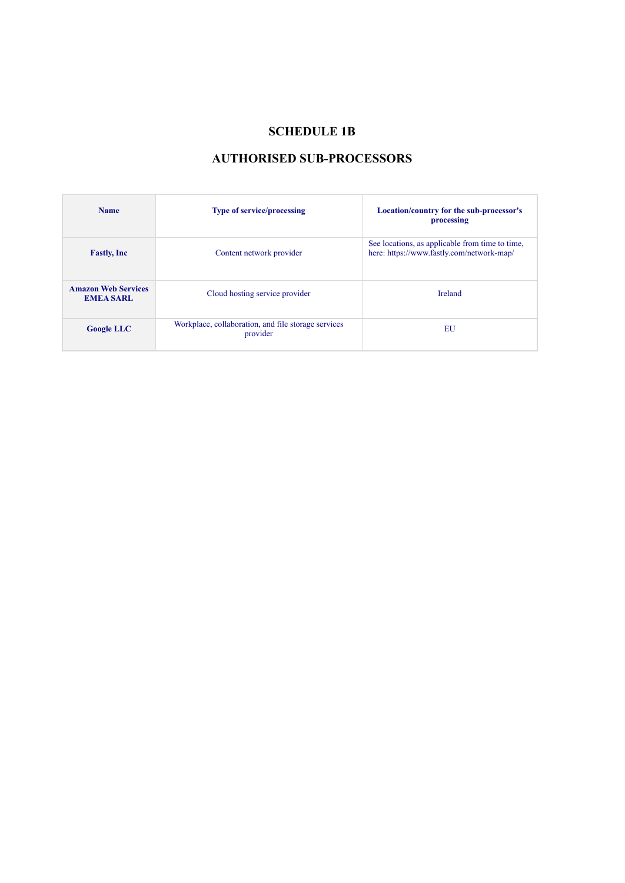## SCHEDULE 1B

## AUTHORISED SUB-PROCESSORS

| Name | Type of service/processing | Location/country for the sub-processor's processing |
|---|---|---|
| **Fastly, Inc** | Content network provider | See locations, as applicable from time to time, here: https://www.fastly.com/network-map/ |
| **Amazon Web Services EMEA SARL** | Cloud hosting service provider | Ireland |
| **Google LLC** | Workplace, collaboration, and file storage services provider | EU |